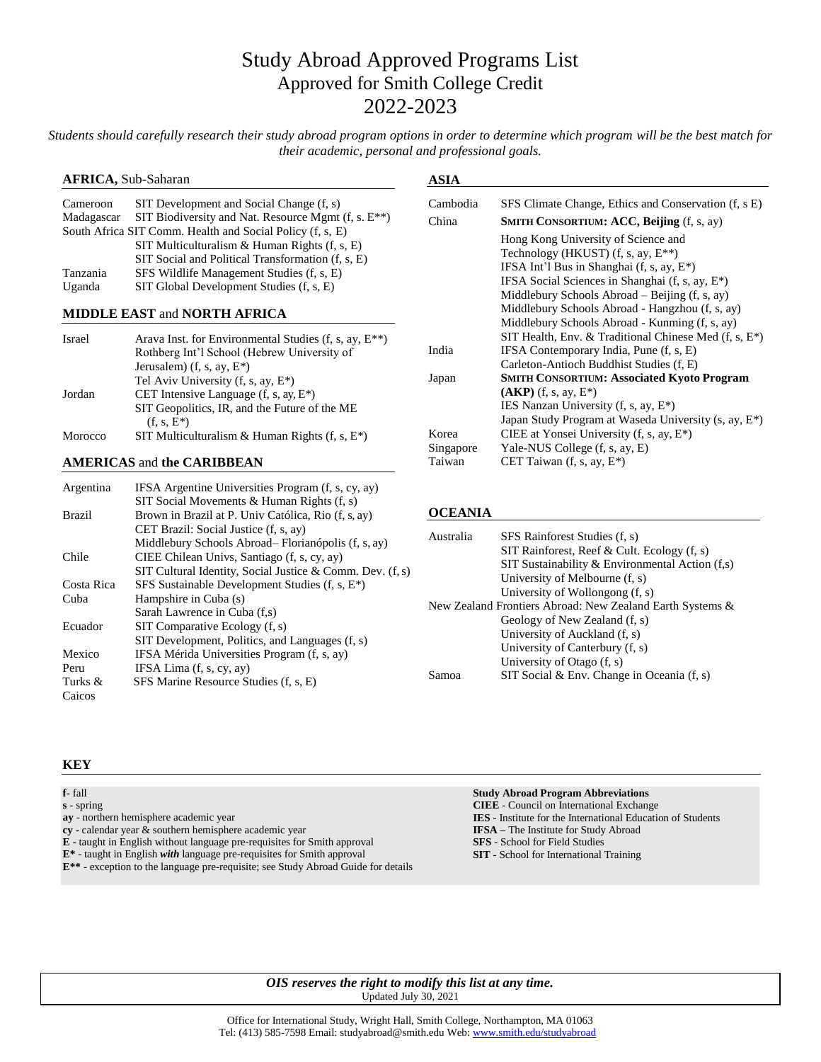# Study Abroad Approved Programs List

## Approved for Smith College Credit

## 2022-2023

*Students should carefully research their study abroad program options in order to determine which program will be the best match for their academic, personal and professional goals.*

### AFRICA, Sub-Saharan

| Country | Program |
|---|---|
| Cameroon | SIT Development and Social Change (f, s) |
| Madagascar | SIT Biodiversity and Nat. Resource Mgmt (f, s. E**) |
| South Africa | SIT Comm. Health and Social Policy (f, s, E) |
| | SIT Multiculturalism & Human Rights (f, s, E) |
| | SIT Social and Political Transformation (f, s, E) |
| Tanzania | SFS Wildlife Management Studies (f, s, E) |
| Uganda | SIT Global Development Studies (f, s, E) |

### MIDDLE EAST and NORTH AFRICA

| Country | Program |
|---|---|
| Israel | Arava Inst. for Environmental Studies (f, s, ay, E**) |
| | Rothberg Int'l School (Hebrew University of Jerusalem) (f, s, ay, E*) |
| | Tel Aviv University (f, s, ay, E*) |
| Jordan | CET Intensive Language (f, s, ay, E*) |
| | SIT Geopolitics, IR, and the Future of the ME (f, s, E*) |
| Morocco | SIT Multiculturalism & Human Rights (f, s, E*) |

### AMERICAS and the CARIBBEAN

| Country | Program |
|---|---|
| Argentina | IFSA Argentine Universities Program (f, s, cy, ay) |
| | SIT Social Movements & Human Rights (f, s) |
| Brazil | Brown in Brazil at P. Univ Católica, Rio (f, s, ay) |
| | CET Brazil: Social Justice (f, s, ay) |
| | Middlebury Schools Abroad– Florianópolis (f, s, ay) |
| Chile | CIEE Chilean Univs, Santiago (f, s, cy, ay) |
| | SIT Cultural Identity, Social Justice & Comm. Dev. (f, s) |
| Costa Rica | SFS Sustainable Development Studies (f, s, E*) |
| Cuba | Hampshire in Cuba (s) |
| | Sarah Lawrence in Cuba (f,s) |
| Ecuador | SIT Comparative Ecology (f, s) |
| | SIT Development, Politics, and Languages (f, s) |
| Mexico | IFSA Mérida Universities Program (f, s, ay) |
| Peru | IFSA Lima (f, s, cy, ay) |
| Turks & Caicos | SFS Marine Resource Studies (f, s, E) |

### ASIA

| Country | Program |
|---|---|
| Cambodia | SFS Climate Change, Ethics and Conservation (f, s E) |
| China | **SMITH CONSORTIUM: ACC, Beijing** (f, s, ay) |
| | Hong Kong University of Science and Technology (HKUST) (f, s, ay, E**) |
| | IFSA Int'l Bus in Shanghai (f, s, ay, E*) |
| | IFSA Social Sciences in Shanghai (f, s, ay, E*) |
| | Middlebury Schools Abroad – Beijing (f, s, ay) |
| | Middlebury Schools Abroad - Hangzhou (f, s, ay) |
| | Middlebury Schools Abroad - Kunming (f, s, ay) |
| | SIT Health, Env. & Traditional Chinese Med (f, s, E*) |
| India | IFSA Contemporary India, Pune (f, s, E) |
| | Carleton-Antioch Buddhist Studies (f, E) |
| Japan | **SMITH CONSORTIUM: Associated Kyoto Program (AKP)** (f, s, ay, E*) |
| | IES Nanzan University (f, s, ay, E*) |
| | Japan Study Program at Waseda University (s, ay, E*) |
| Korea | CIEE at Yonsei University (f, s, ay, E*) |
| Singapore | Yale-NUS College (f, s, ay, E) |
| Taiwan | CET Taiwan (f, s, ay, E*) |

### OCEANIA

| Country | Program |
|---|---|
| Australia | SFS Rainforest Studies (f, s) |
| | SIT Rainforest, Reef & Cult. Ecology (f, s) |
| | SIT Sustainability & Environmental Action (f,s) |
| | University of Melbourne (f, s) |
| | University of Wollongong (f, s) |
| New Zealand | Frontiers Abroad: New Zealand Earth Systems & Geology of New Zealand (f, s) |
| | University of Auckland (f, s) |
| | University of Canterbury (f, s) |
| | University of Otago (f, s) |
| Samoa | SIT Social & Env. Change in Oceania (f, s) |

### KEY

**f**- fall
**s** - spring
**ay** - northern hemisphere academic year
**cy** - calendar year & southern hemisphere academic year
**E** - taught in English without language pre-requisites for Smith approval
**E*** - taught in English ***with*** language pre-requisites for Smith approval
**E**** - exception to the language pre-requisite; see Study Abroad Guide for details

**Study Abroad Program Abbreviations**
**CIEE** - Council on International Exchange
**IES** - Institute for the International Education of Students
**IFSA** – The Institute for Study Abroad
**SFS** - School for Field Studies
**SIT** - School for International Training

***OIS reserves the right to modify this list at any time.***
Updated July 30, 2021

Office for International Study, Wright Hall, Smith College, Northampton, MA 01063
Tel: (413) 585-7598 Email: studyabroad@smith.edu Web: www.smith.edu/studyabroad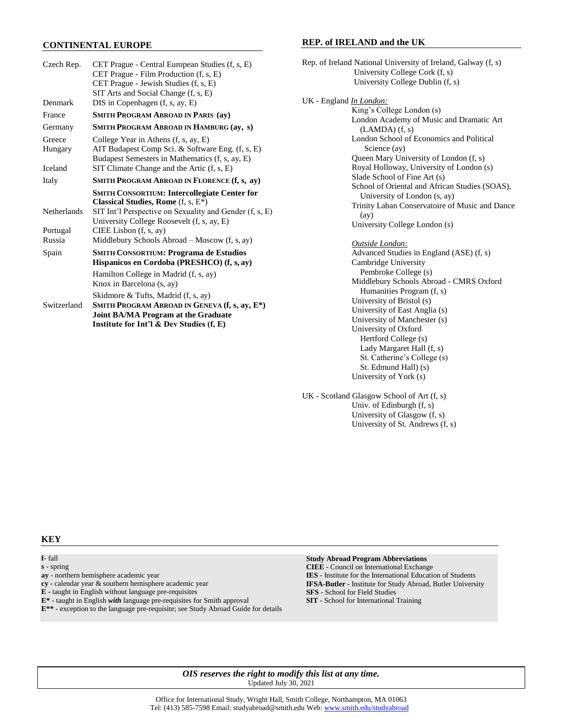## CONTINENTAL EUROPE

| | |
|---|---|
| Czech Rep. | CET Prague - Central European Studies (f, s, E) |
| | CET Prague - Film Production (f, s, E) |
| | CET Prague - Jewish Studies (f, s, E) |
| | SIT Arts and Social Change (f, s, E) |
| Denmark | DIS in Copenhagen (f, s, ay, E) |
| France | **SMITH PROGRAM ABROAD IN PARIS (ay)** |
| Germany | **SMITH PROGRAM ABROAD IN HAMBURG (ay, s)** |
| Greece | College Year in Athens (f, s, ay, E) |
| Hungary | AIT Budapest Comp Sci. & Software Eng. (f, s, E) |
| | Budapest Semesters in Mathematics (f, s, ay, E) |
| Iceland | SIT Climate Change and the Artic (f, s, E) |
| Italy | **SMITH PROGRAM ABROAD IN FLORENCE (f, s, ay)** |
| | **SMITH CONSORTIUM: Intercollegiate Center for Classical Studies, Rome** (f, s, E*) |
| Netherlands | SIT Int'l Perspective on Sexuality and Gender (f, s, E) |
| | University College Roosevelt (f, s, ay, E) |
| Portugal | CIEE Lisbon (f, s, ay) |
| Russia | Middlebury Schools Abroad – Moscow (f, s, ay) |
| Spain | **SMITH CONSORTIUM: Programa de Estudios Hispanicos en Cordoba (PRESHCO) (f, s, ay)** |
| | Hamilton College in Madrid (f, s, ay) |
| | Knox in Barcelona (s, ay) |
| | Skidmore & Tufts, Madrid (f, s, ay) |
| Switzerland | **SMITH PROGRAM ABROAD IN GENEVA (f, s, ay, E*)** |
| | **Joint BA/MA Program at the Graduate Institute for Int'l & Dev Studies (f, E)** |

## REP. of IRELAND and the UK

Rep. of Ireland
- National University of Ireland, Galway (f, s)
- University College Cork (f, s)
- University College Dublin (f, s)

UK - England

*In London:*
- King's College London (s)
- London Academy of Music and Dramatic Art (LAMDA) (f, s)
- London School of Economics and Political Science (ay)
- Queen Mary University of London (f, s)
- Royal Holloway, University of London (s)
- Slade School of Fine Art (s)
- School of Oriental and African Studies (SOAS), University of London (s, ay)
- Trinity Laban Conservatoire of Music and Dance (ay)
- University College London (s)

*Outside London:*
- Advanced Studies in England (ASE) (f, s)
- Cambridge University
  - Pembroke College (s)
- Middlebury Schools Abroad - CMRS Oxford Humanities Program (f, s)
- University of Bristol (s)
- University of East Anglia (s)
- University of Manchester (s)
- University of Oxford
  - Hertford College (s)
  - Lady Margaret Hall (f, s)
  - St. Catherine's College (s)
  - St. Edmund Hall) (s)
- University of York (s)

UK - Scotland
- Glasgow School of Art (f, s)
- Univ. of Edinburgh (f, s)
- University of Glasgow (f, s)
- University of St. Andrews (f, s)

## KEY

**f**- fall
**s** - spring
**ay** - northern hemisphere academic year
**cy** - calendar year & southern hemisphere academic year
**E** - taught in English without language pre-requisites
**E*** - taught in English ***with*** language pre-requisites for Smith approval
**E**** - exception to the language pre-requisite; see Study Abroad Guide for details

**Study Abroad Program Abbreviations**
**CIEE** - Council on International Exchange
**IES** - Institute for the International Education of Students
**IFSA-Butler** - Institute for Study Abroad, Butler University
**SFS** - School for Field Studies
**SIT** - School for International Training

***OIS reserves the right to modify this list at any time.***
Updated July 30, 2021

Office for International Study, Wright Hall, Smith College, Northampton, MA 01063
Tel: (413) 585-7598 Email: studyabroad@smith.edu Web: www.smith.edu/studyabroad